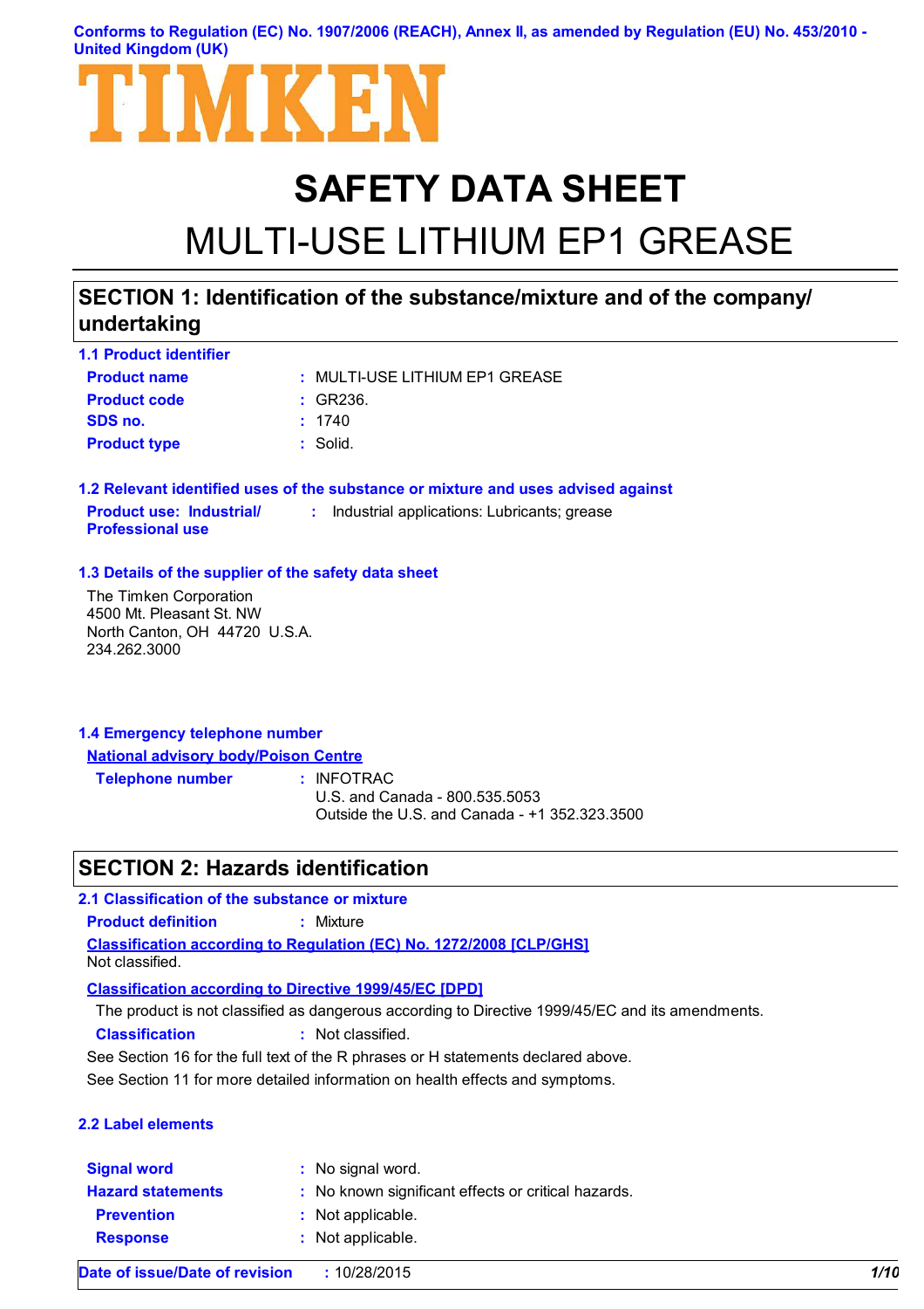Conforms to Regulation (EC) No. 1907/2006 (REACH), Annex II, as amended by Regulation (EU) No. 453/2010 - United Kingdom (UK)

TIMKEN

# SAFETY DATA SHEET

# MULTI-USE LITHIUM EP1 GREASE

## SECTION 1: Identification of the substance/mixture and of the company/undertaking

### 1.1 Product identifier

**Product name** : MULTI-USE LITHIUM EP1 GREASE

**Product code** : GR236.

**SDS no.** : 1740

**Product type** : Solid.

### 1.2 Relevant identified uses of the substance or mixture and uses advised against

**Product use: Industrial/ Professional use** : Industrial applications: Lubricants; grease

### 1.3 Details of the supplier of the safety data sheet

The Timken Corporation
4500 Mt. Pleasant St. NW
North Canton, OH 44720 U.S.A.
234.262.3000

### 1.4 Emergency telephone number

**National advisory body/Poison Centre**

**Telephone number** : INFOTRAC
U.S. and Canada - 800.535.5053
Outside the U.S. and Canada - +1 352.323.3500

## SECTION 2: Hazards identification

### 2.1 Classification of the substance or mixture

**Product definition** : Mixture

**Classification according to Regulation (EC) No. 1272/2008 [CLP/GHS]**

Not classified.

**Classification according to Directive 1999/45/EC [DPD]**

The product is not classified as dangerous according to Directive 1999/45/EC and its amendments.

**Classification** : Not classified.

See Section 16 for the full text of the R phrases or H statements declared above.

See Section 11 for more detailed information on health effects and symptoms.

### 2.2 Label elements

**Signal word** : No signal word.

**Hazard statements** : No known significant effects or critical hazards.

**Prevention** : Not applicable.

**Response** : Not applicable.

**Date of issue/Date of revision** : 10/28/2015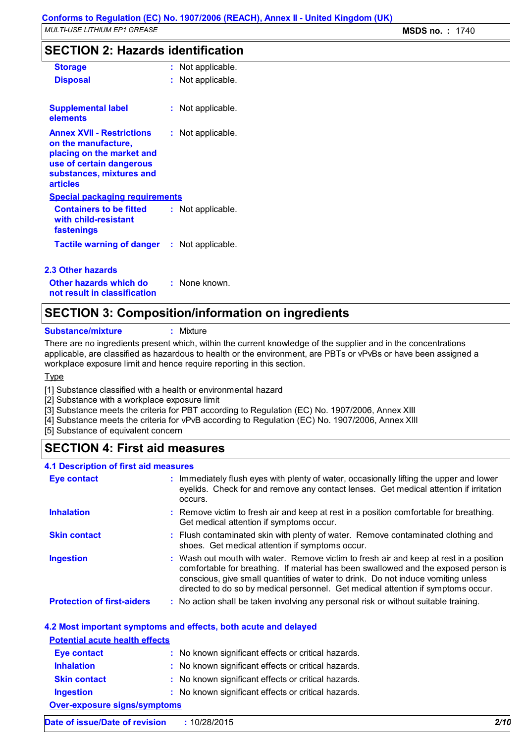## SECTION 2: Hazards identification

| | |
|---|---|
| **Storage** | : Not applicable. |
| **Disposal** | : Not applicable. |
| **Supplemental label elements** | : Not applicable. |
| **Annex XVII - Restrictions on the manufacture, placing on the market and use of certain dangerous substances, mixtures and articles** | : Not applicable. |

**Special packaging requirements**

| | |
|---|---|
| **Containers to be fitted with child-resistant fastenings** | : Not applicable. |
| **Tactile warning of danger** | : Not applicable. |

### 2.3 Other hazards

| | |
|---|---|
| **Other hazards which do not result in classification** | : None known. |

## SECTION 3: Composition/information on ingredients

**Substance/mixture** : Mixture

There are no ingredients present which, within the current knowledge of the supplier and in the concentrations applicable, are classified as hazardous to health or the environment, are PBTs or vPvBs or have been assigned a workplace exposure limit and hence require reporting in this section.

Type

[1] Substance classified with a health or environmental hazard
[2] Substance with a workplace exposure limit
[3] Substance meets the criteria for PBT according to Regulation (EC) No. 1907/2006, Annex XIII
[4] Substance meets the criteria for vPvB according to Regulation (EC) No. 1907/2006, Annex XIII
[5] Substance of equivalent concern

## SECTION 4: First aid measures

### 4.1 Description of first aid measures

| | |
|---|---|
| **Eye contact** | : Immediately flush eyes with plenty of water, occasionally lifting the upper and lower eyelids. Check for and remove any contact lenses. Get medical attention if irritation occurs. |
| **Inhalation** | : Remove victim to fresh air and keep at rest in a position comfortable for breathing. Get medical attention if symptoms occur. |
| **Skin contact** | : Flush contaminated skin with plenty of water. Remove contaminated clothing and shoes. Get medical attention if symptoms occur. |
| **Ingestion** | : Wash out mouth with water. Remove victim to fresh air and keep at rest in a position comfortable for breathing. If material has been swallowed and the exposed person is conscious, give small quantities of water to drink. Do not induce vomiting unless directed to do so by medical personnel. Get medical attention if symptoms occur. |
| **Protection of first-aiders** | : No action shall be taken involving any personal risk or without suitable training. |

### 4.2 Most important symptoms and effects, both acute and delayed

**Potential acute health effects**

| | |
|---|---|
| **Eye contact** | : No known significant effects or critical hazards. |
| **Inhalation** | : No known significant effects or critical hazards. |
| **Skin contact** | : No known significant effects or critical hazards. |
| **Ingestion** | : No known significant effects or critical hazards. |

**Over-exposure signs/symptoms**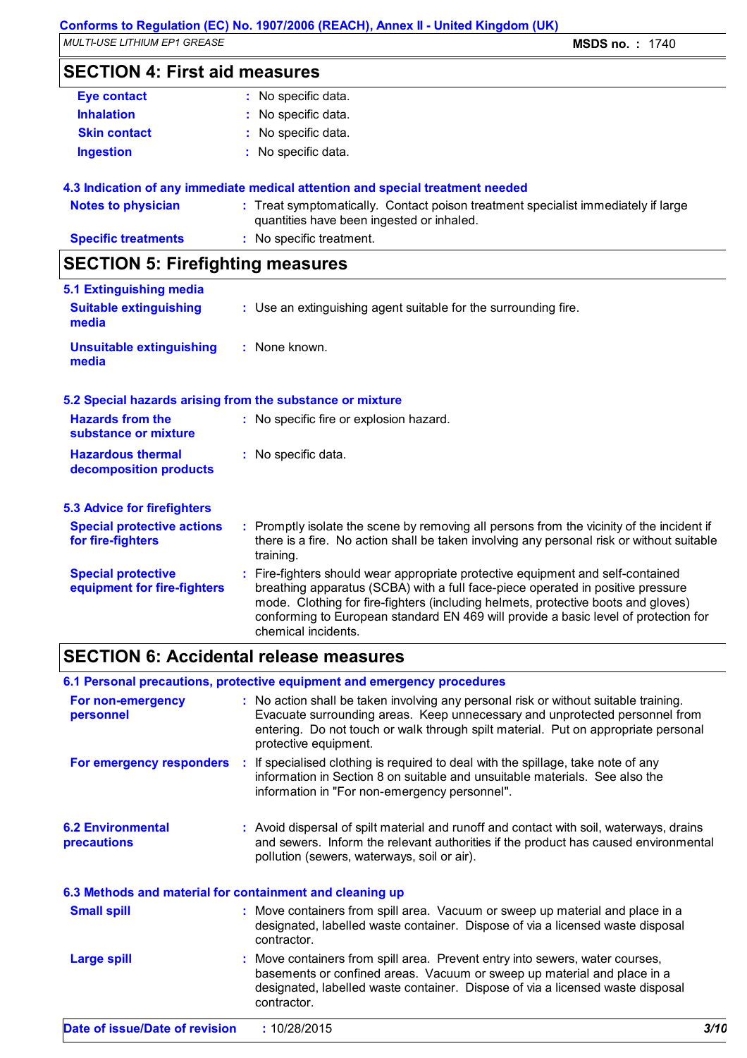## SECTION 4: First aid measures

| | | |
|---|---|---|
| **Eye contact** | : | No specific data. |
| **Inhalation** | : | No specific data. |
| **Skin contact** | : | No specific data. |
| **Ingestion** | : | No specific data. |

### 4.3 Indication of any immediate medical attention and special treatment needed

| | | |
|---|---|---|
| **Notes to physician** | : | Treat symptomatically. Contact poison treatment specialist immediately if large quantities have been ingested or inhaled. |
| **Specific treatments** | : | No specific treatment. |

## SECTION 5: Firefighting measures

### 5.1 Extinguishing media

| | | |
|---|---|---|
| **Suitable extinguishing media** | : | Use an extinguishing agent suitable for the surrounding fire. |
| **Unsuitable extinguishing media** | : | None known. |

### 5.2 Special hazards arising from the substance or mixture

| | | |
|---|---|---|
| **Hazards from the substance or mixture** | : | No specific fire or explosion hazard. |
| **Hazardous thermal decomposition products** | : | No specific data. |

### 5.3 Advice for firefighters

| | | |
|---|---|---|
| **Special protective actions for fire-fighters** | : | Promptly isolate the scene by removing all persons from the vicinity of the incident if there is a fire. No action shall be taken involving any personal risk or without suitable training. |
| **Special protective equipment for fire-fighters** | : | Fire-fighters should wear appropriate protective equipment and self-contained breathing apparatus (SCBA) with a full face-piece operated in positive pressure mode. Clothing for fire-fighters (including helmets, protective boots and gloves) conforming to European standard EN 469 will provide a basic level of protection for chemical incidents. |

## SECTION 6: Accidental release measures

### 6.1 Personal precautions, protective equipment and emergency procedures

| | | |
|---|---|---|
| **For non-emergency personnel** | : | No action shall be taken involving any personal risk or without suitable training. Evacuate surrounding areas. Keep unnecessary and unprotected personnel from entering. Do not touch or walk through spilt material. Put on appropriate personal protective equipment. |
| **For emergency responders** | : | If specialised clothing is required to deal with the spillage, take note of any information in Section 8 on suitable and unsuitable materials. See also the information in "For non-emergency personnel". |

| | | |
|---|---|---|
| **6.2 Environmental precautions** | : | Avoid dispersal of spilt material and runoff and contact with soil, waterways, drains and sewers. Inform the relevant authorities if the product has caused environmental pollution (sewers, waterways, soil or air). |

### 6.3 Methods and material for containment and cleaning up

| | | |
|---|---|---|
| **Small spill** | : | Move containers from spill area. Vacuum or sweep up material and place in a designated, labelled waste container. Dispose of via a licensed waste disposal contractor. |
| **Large spill** | : | Move containers from spill area. Prevent entry into sewers, water courses, basements or confined areas. Vacuum or sweep up material and place in a designated, labelled waste container. Dispose of via a licensed waste disposal contractor. |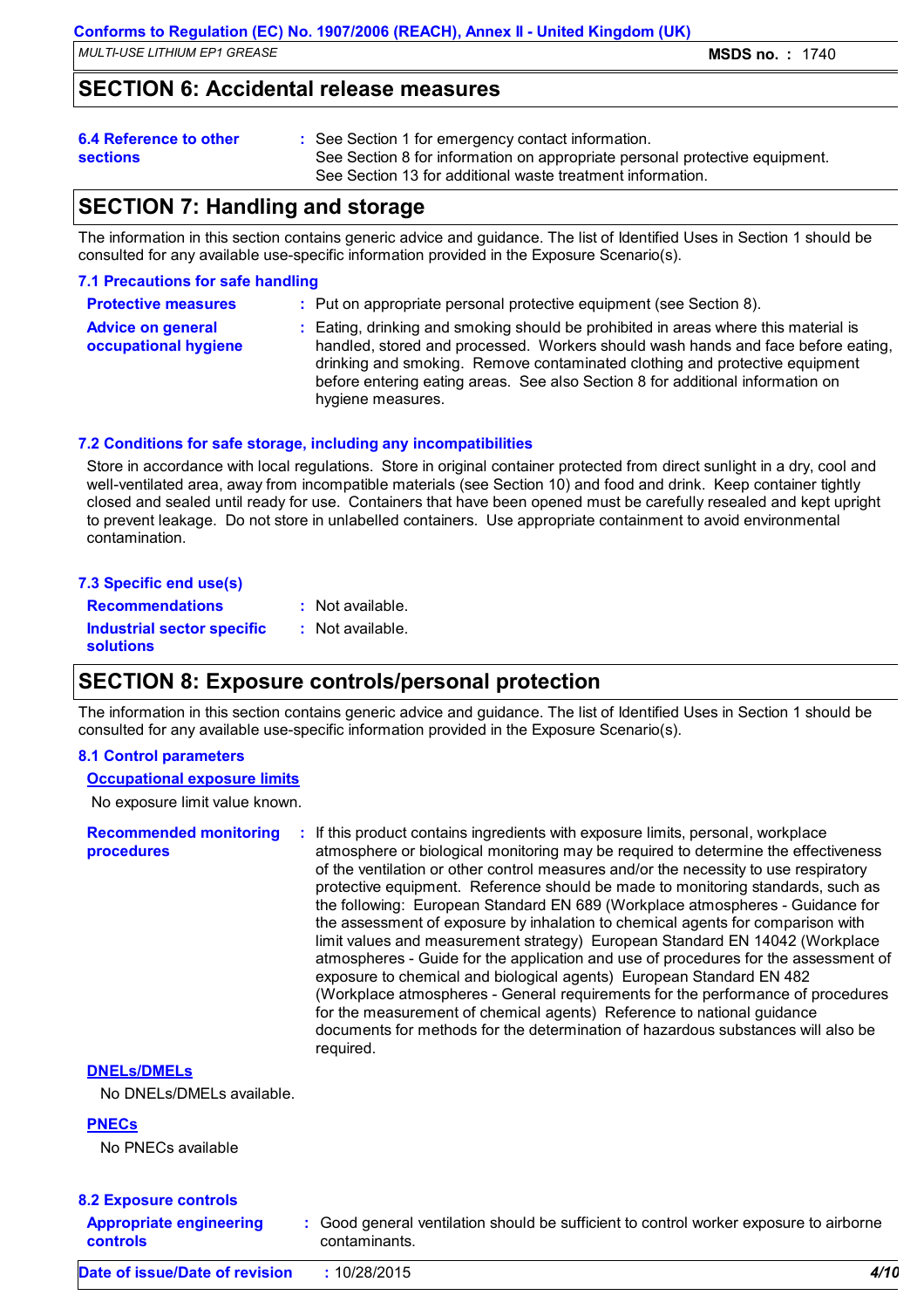## SECTION 6: Accidental release measures

**6.4 Reference to other sections** : See Section 1 for emergency contact information.
See Section 8 for information on appropriate personal protective equipment.
See Section 13 for additional waste treatment information.

## SECTION 7: Handling and storage

The information in this section contains generic advice and guidance. The list of Identified Uses in Section 1 should be consulted for any available use-specific information provided in the Exposure Scenario(s).

### 7.1 Precautions for safe handling

**Protective measures** : Put on appropriate personal protective equipment (see Section 8).

**Advice on general occupational hygiene** : Eating, drinking and smoking should be prohibited in areas where this material is handled, stored and processed. Workers should wash hands and face before eating, drinking and smoking. Remove contaminated clothing and protective equipment before entering eating areas. See also Section 8 for additional information on hygiene measures.

### 7.2 Conditions for safe storage, including any incompatibilities

Store in accordance with local regulations. Store in original container protected from direct sunlight in a dry, cool and well-ventilated area, away from incompatible materials (see Section 10) and food and drink. Keep container tightly closed and sealed until ready for use. Containers that have been opened must be carefully resealed and kept upright to prevent leakage. Do not store in unlabelled containers. Use appropriate containment to avoid environmental contamination.

### 7.3 Specific end use(s)

**Recommendations** : Not available.

**Industrial sector specific solutions** : Not available.

## SECTION 8: Exposure controls/personal protection

The information in this section contains generic advice and guidance. The list of Identified Uses in Section 1 should be consulted for any available use-specific information provided in the Exposure Scenario(s).

### 8.1 Control parameters

**Occupational exposure limits**

No exposure limit value known.

**Recommended monitoring procedures** : If this product contains ingredients with exposure limits, personal, workplace atmosphere or biological monitoring may be required to determine the effectiveness of the ventilation or other control measures and/or the necessity to use respiratory protective equipment. Reference should be made to monitoring standards, such as the following: European Standard EN 689 (Workplace atmospheres - Guidance for the assessment of exposure by inhalation to chemical agents for comparison with limit values and measurement strategy) European Standard EN 14042 (Workplace atmospheres - Guide for the application and use of procedures for the assessment of exposure to chemical and biological agents) European Standard EN 482 (Workplace atmospheres - General requirements for the performance of procedures for the measurement of chemical agents) Reference to national guidance documents for methods for the determination of hazardous substances will also be required.

**DNELs/DMELs**

No DNELs/DMELs available.

**PNECs**

No PNECs available

### 8.2 Exposure controls

**Appropriate engineering controls** : Good general ventilation should be sufficient to control worker exposure to airborne contaminants.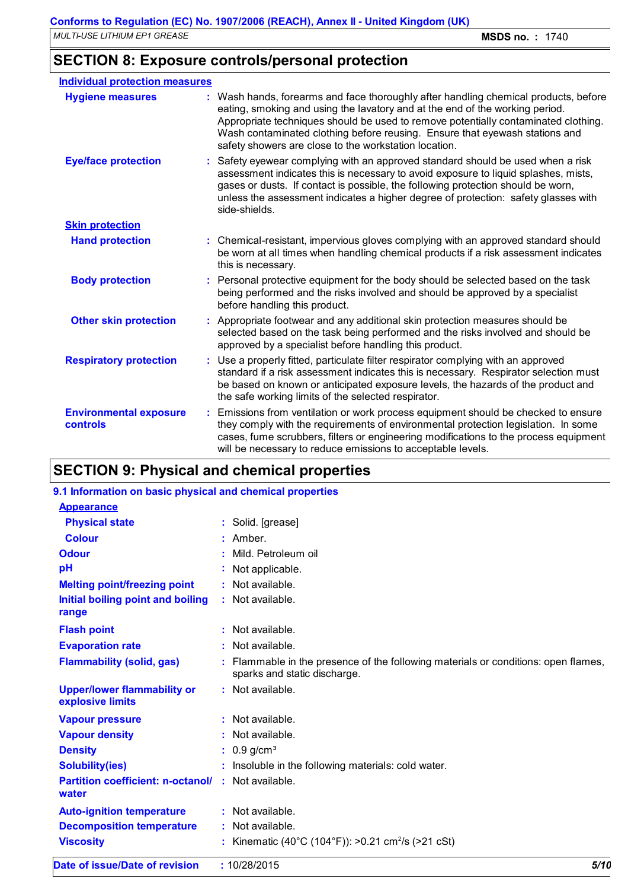## SECTION 8: Exposure controls/personal protection

**Individual protection measures**

**Hygiene measures** : Wash hands, forearms and face thoroughly after handling chemical products, before eating, smoking and using the lavatory and at the end of the working period. Appropriate techniques should be used to remove potentially contaminated clothing. Wash contaminated clothing before reusing. Ensure that eyewash stations and safety showers are close to the workstation location.

**Eye/face protection** : Safety eyewear complying with an approved standard should be used when a risk assessment indicates this is necessary to avoid exposure to liquid splashes, mists, gases or dusts. If contact is possible, the following protection should be worn, unless the assessment indicates a higher degree of protection: safety glasses with side-shields.

**Skin protection**

**Hand protection** : Chemical-resistant, impervious gloves complying with an approved standard should be worn at all times when handling chemical products if a risk assessment indicates this is necessary.

**Body protection** : Personal protective equipment for the body should be selected based on the task being performed and the risks involved and should be approved by a specialist before handling this product.

**Other skin protection** : Appropriate footwear and any additional skin protection measures should be selected based on the task being performed and the risks involved and should be approved by a specialist before handling this product.

**Respiratory protection** : Use a properly fitted, particulate filter respirator complying with an approved standard if a risk assessment indicates this is necessary. Respirator selection must be based on known or anticipated exposure levels, the hazards of the product and the safe working limits of the selected respirator.

**Environmental exposure controls** : Emissions from ventilation or work process equipment should be checked to ensure they comply with the requirements of environmental protection legislation. In some cases, fume scrubbers, filters or engineering modifications to the process equipment will be necessary to reduce emissions to acceptable levels.

## SECTION 9: Physical and chemical properties

### 9.1 Information on basic physical and chemical properties

**Appearance**

**Physical state** : Solid. [grease]

**Colour** : Amber.

**Odour** : Mild. Petroleum oil

**pH** : Not applicable.

**Melting point/freezing point** : Not available.

**Initial boiling point and boiling range** : Not available.

**Flash point** : Not available.

**Evaporation rate** : Not available.

**Flammability (solid, gas)** : Flammable in the presence of the following materials or conditions: open flames, sparks and static discharge.

**Upper/lower flammability or explosive limits** : Not available.

**Vapour pressure** : Not available.

**Vapour density** : Not available.

**Density** : 0.9 g/cm³

**Solubility(ies)** : Insoluble in the following materials: cold water.

**Partition coefficient: n-octanol/ water** : Not available.

**Auto-ignition temperature** : Not available.

**Decomposition temperature** : Not available.

**Viscosity** : Kinematic (40°C (104°F)): >0.21 $cm^2/s$ (>21 cSt)

**Date of issue/Date of revision** : 10/28/2015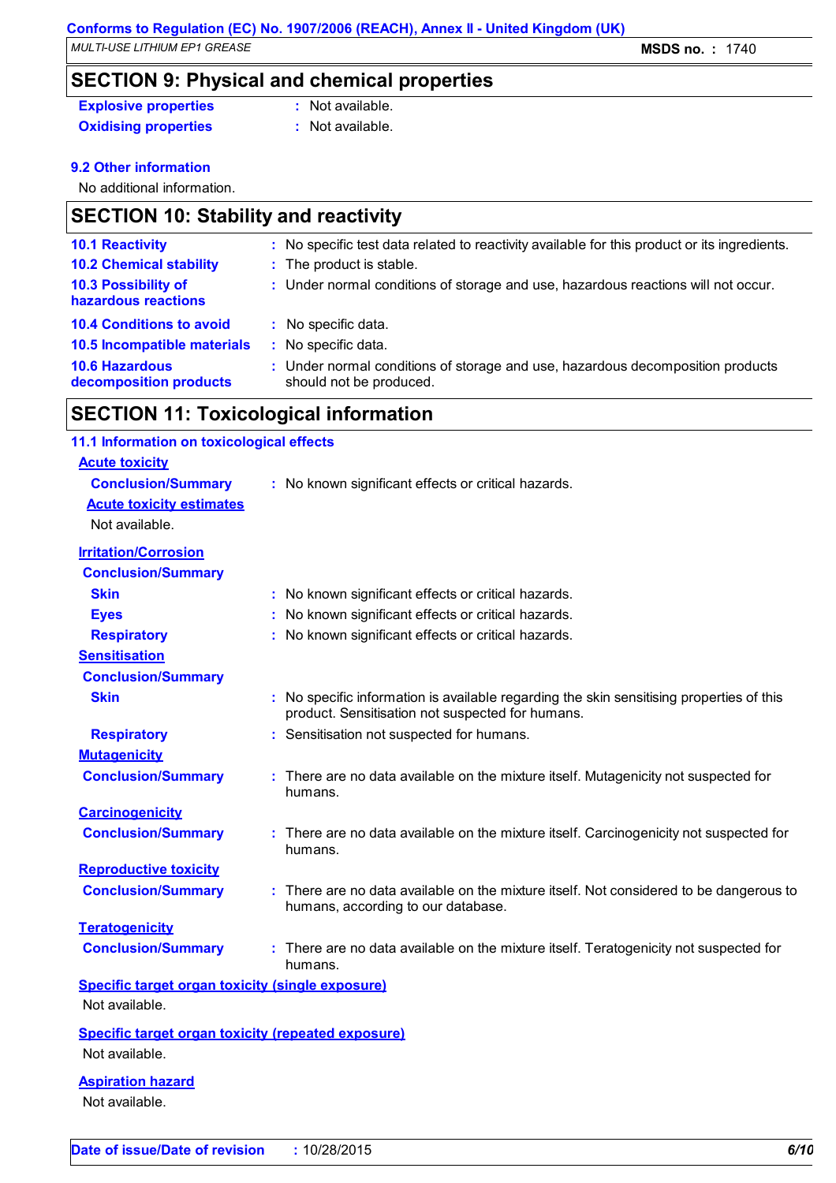## SECTION 9: Physical and chemical properties

| | |
|---|---|
| **Explosive properties** | Not available. |
| **Oxidising properties** | Not available. |

**9.2 Other information**

No additional information.

## SECTION 10: Stability and reactivity

| | |
|---|---|
| **10.1 Reactivity** | No specific test data related to reactivity available for this product or its ingredients. |
| **10.2 Chemical stability** | The product is stable. |
| **10.3 Possibility of hazardous reactions** | Under normal conditions of storage and use, hazardous reactions will not occur. |
| **10.4 Conditions to avoid** | No specific data. |
| **10.5 Incompatible materials** | No specific data. |
| **10.6 Hazardous decomposition products** | Under normal conditions of storage and use, hazardous decomposition products should not be produced. |

## SECTION 11: Toxicological information

**11.1 Information on toxicological effects**

**Acute toxicity**

**Conclusion/Summary** : No known significant effects or critical hazards.

**Acute toxicity estimates**

Not available.

**Irritation/Corrosion**

**Conclusion/Summary**

| | |
|---|---|
| **Skin** | No known significant effects or critical hazards. |
| **Eyes** | No known significant effects or critical hazards. |
| **Respiratory** | No known significant effects or critical hazards. |

**Sensitisation**

**Conclusion/Summary**

| | |
|---|---|
| **Skin** | No specific information is available regarding the skin sensitising properties of this product. Sensitisation not suspected for humans. |
| **Respiratory** | Sensitisation not suspected for humans. |

**Mutagenicity**

**Conclusion/Summary** : There are no data available on the mixture itself. Mutagenicity not suspected for humans.

**Carcinogenicity**

**Conclusion/Summary** : There are no data available on the mixture itself. Carcinogenicity not suspected for humans.

**Reproductive toxicity**

**Conclusion/Summary** : There are no data available on the mixture itself. Not considered to be dangerous to humans, according to our database.

**Teratogenicity**

**Conclusion/Summary** : There are no data available on the mixture itself. Teratogenicity not suspected for humans.

**Specific target organ toxicity (single exposure)**

Not available.

**Specific target organ toxicity (repeated exposure)**

Not available.

**Aspiration hazard**

Not available.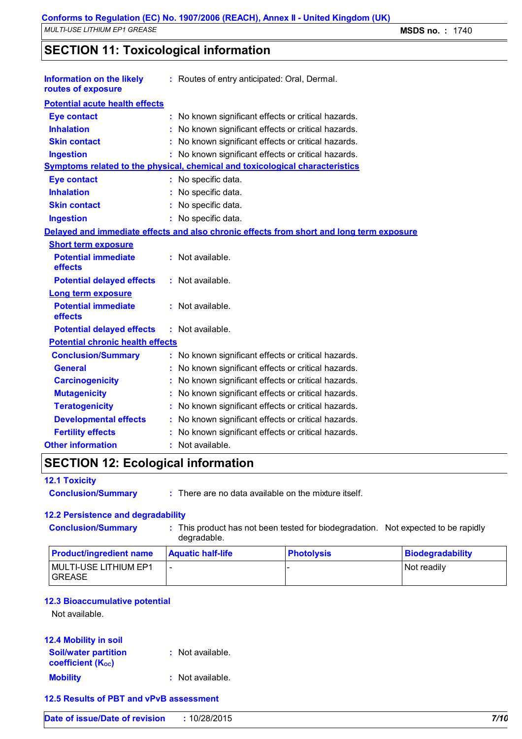## SECTION 11: Toxicological information

**Information on the likely routes of exposure** : Routes of entry anticipated: Oral, Dermal.

**Potential acute health effects**

**Eye contact** : No known significant effects or critical hazards.
**Inhalation** : No known significant effects or critical hazards.
**Skin contact** : No known significant effects or critical hazards.
**Ingestion** : No known significant effects or critical hazards.

**Symptoms related to the physical, chemical and toxicological characteristics**

**Eye contact** : No specific data.
**Inhalation** : No specific data.
**Skin contact** : No specific data.
**Ingestion** : No specific data.

**Delayed and immediate effects and also chronic effects from short and long term exposure**

**Short term exposure**

**Potential immediate effects** : Not available.
**Potential delayed effects** : Not available.

**Long term exposure**

**Potential immediate effects** : Not available.
**Potential delayed effects** : Not available.

**Potential chronic health effects**

**Conclusion/Summary** : No known significant effects or critical hazards.
**General** : No known significant effects or critical hazards.
**Carcinogenicity** : No known significant effects or critical hazards.
**Mutagenicity** : No known significant effects or critical hazards.
**Teratogenicity** : No known significant effects or critical hazards.
**Developmental effects** : No known significant effects or critical hazards.
**Fertility effects** : No known significant effects or critical hazards.

**Other information** : Not available.

## SECTION 12: Ecological information

### 12.1 Toxicity

**Conclusion/Summary** : There are no data available on the mixture itself.

### 12.2 Persistence and degradability

**Conclusion/Summary** : This product has not been tested for biodegradation. Not expected to be rapidly degradable.

| Product/ingredient name | Aquatic half-life | Photolysis | Biodegradability |
|---|---|---|---|
| MULTI-USE LITHIUM EP1 GREASE | - | - | Not readily |

### 12.3 Bioaccumulative potential

Not available.

### 12.4 Mobility in soil

**Soil/water partition coefficient ($K_{OC}$)** : Not available.

**Mobility** : Not available.

### 12.5 Results of PBT and vPvB assessment

**Date of issue/Date of revision** : 10/28/2015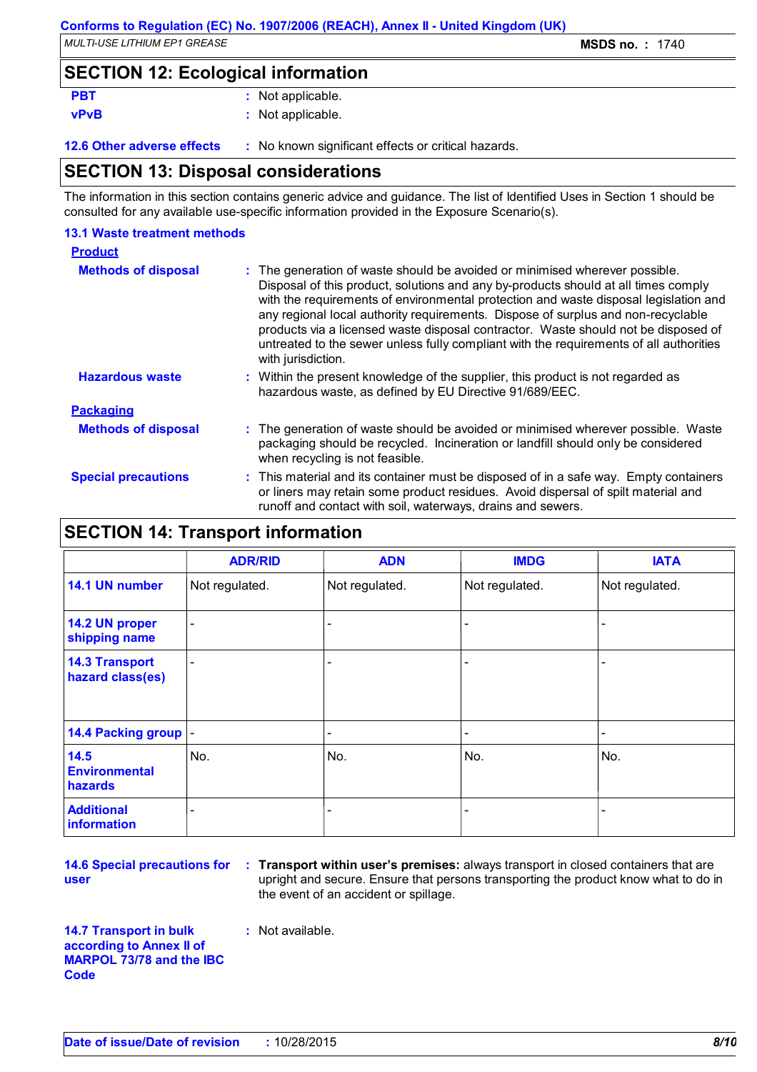## SECTION 12: Ecological information

**PBT** : Not applicable.

**vPvB** : Not applicable.

**12.6 Other adverse effects** : No known significant effects or critical hazards.

## SECTION 13: Disposal considerations

The information in this section contains generic advice and guidance. The list of Identified Uses in Section 1 should be consulted for any available use-specific information provided in the Exposure Scenario(s).

### 13.1 Waste treatment methods

**Product**

**Methods of disposal** : The generation of waste should be avoided or minimised wherever possible. Disposal of this product, solutions and any by-products should at all times comply with the requirements of environmental protection and waste disposal legislation and any regional local authority requirements. Dispose of surplus and non-recyclable products via a licensed waste disposal contractor. Waste should not be disposed of untreated to the sewer unless fully compliant with the requirements of all authorities with jurisdiction.

**Hazardous waste** : Within the present knowledge of the supplier, this product is not regarded as hazardous waste, as defined by EU Directive 91/689/EEC.

**Packaging**

**Methods of disposal** : The generation of waste should be avoided or minimised wherever possible. Waste packaging should be recycled. Incineration or landfill should only be considered when recycling is not feasible.

**Special precautions** : This material and its container must be disposed of in a safe way. Empty containers or liners may retain some product residues. Avoid dispersal of spilt material and runoff and contact with soil, waterways, drains and sewers.

## SECTION 14: Transport information

| | ADR/RID | ADN | IMDG | IATA |
|---|---|---|---|---|
| **14.1 UN number** | Not regulated. | Not regulated. | Not regulated. | Not regulated. |
| **14.2 UN proper shipping name** | - | - | - | - |
| **14.3 Transport hazard class(es)** | - | - | - | - |
| **14.4 Packing group** | - | - | - | - |
| **14.5 Environmental hazards** | No. | No. | No. | No. |
| **Additional information** | - | - | - | - |

**14.6 Special precautions for user** : **Transport within user's premises:** always transport in closed containers that are upright and secure. Ensure that persons transporting the product know what to do in the event of an accident or spillage.

**14.7 Transport in bulk according to Annex II of MARPOL 73/78 and the IBC Code** : Not available.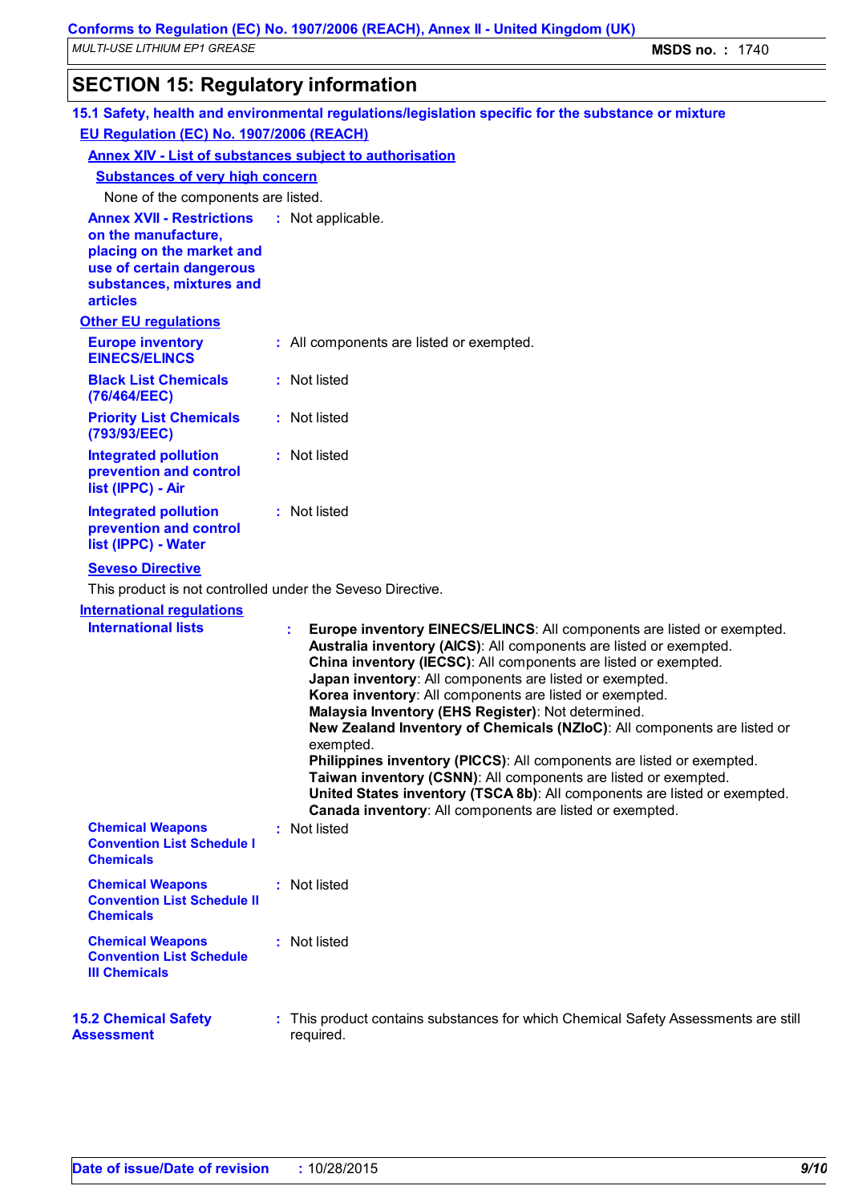## SECTION 15: Regulatory information

### 15.1 Safety, health and environmental regulations/legislation specific for the substance or mixture

**EU Regulation (EC) No. 1907/2006 (REACH)**

**Annex XIV - List of substances subject to authorisation**

**Substances of very high concern**

None of the components are listed.

**Annex XVII - Restrictions on the manufacture, placing on the market and use of certain dangerous substances, mixtures and articles** : Not applicable.

**Other EU regulations**

**Europe inventory EINECS/ELINCS** : All components are listed or exempted.

**Black List Chemicals (76/464/EEC)** : Not listed

**Priority List Chemicals (793/93/EEC)** : Not listed

**Integrated pollution prevention and control list (IPPC) - Air** : Not listed

**Integrated pollution prevention and control list (IPPC) - Water** : Not listed

**Seveso Directive**

This product is not controlled under the Seveso Directive.

**International regulations**

**International lists** :
**Europe inventory EINECS/ELINCS**: All components are listed or exempted.
**Australia inventory (AICS)**: All components are listed or exempted.
**China inventory (IECSC)**: All components are listed or exempted.
**Japan inventory**: All components are listed or exempted.
**Korea inventory**: All components are listed or exempted.
**Malaysia Inventory (EHS Register)**: Not determined.
**New Zealand Inventory of Chemicals (NZIoC)**: All components are listed or exempted.
**Philippines inventory (PICCS)**: All components are listed or exempted.
**Taiwan inventory (CSNN)**: All components are listed or exempted.
**United States inventory (TSCA 8b)**: All components are listed or exempted.
**Canada inventory**: All components are listed or exempted.

**Chemical Weapons Convention List Schedule I Chemicals** : Not listed

**Chemical Weapons Convention List Schedule II Chemicals** : Not listed

**Chemical Weapons Convention List Schedule III Chemicals** : Not listed

**15.2 Chemical Safety Assessment** : This product contains substances for which Chemical Safety Assessments are still required.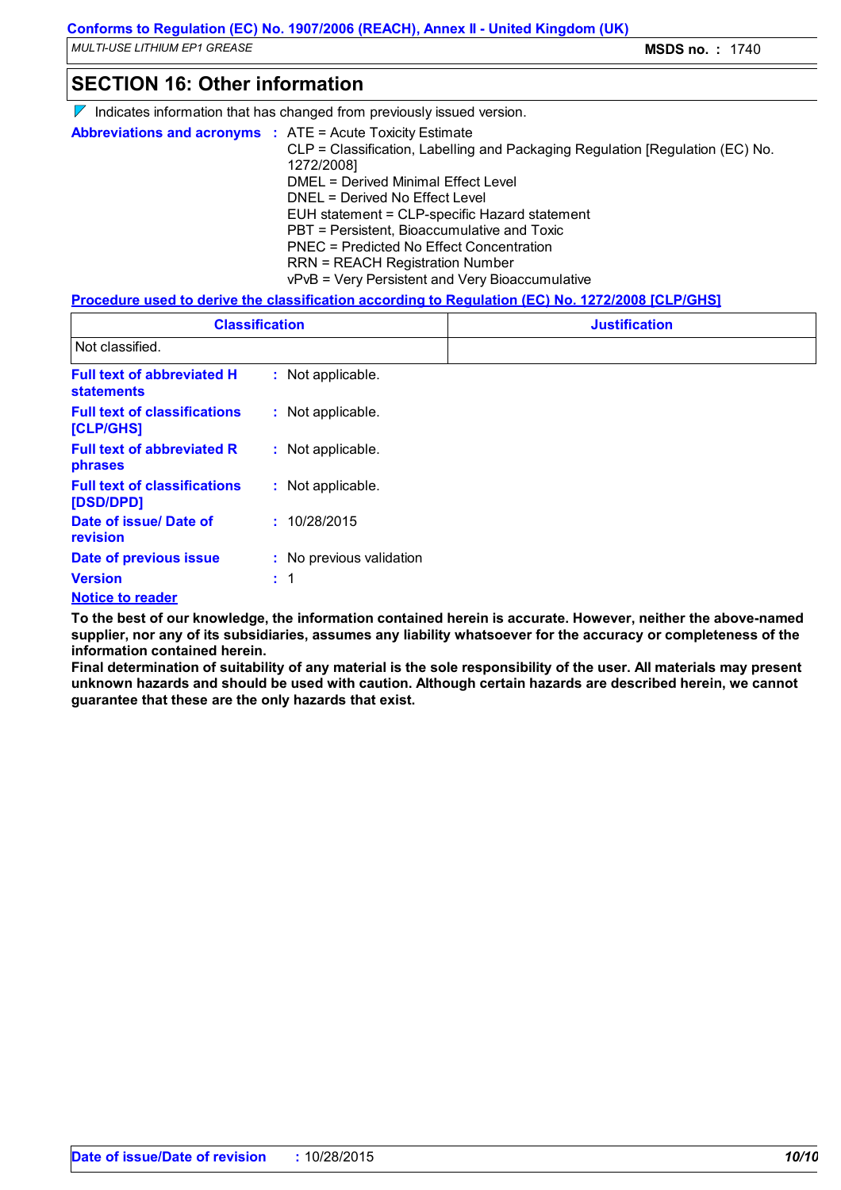## SECTION 16: Other information

Indicates information that has changed from previously issued version.

**Abbreviations and acronyms** : ATE = Acute Toxicity Estimate
CLP = Classification, Labelling and Packaging Regulation [Regulation (EC) No. 1272/2008]
DMEL = Derived Minimal Effect Level
DNEL = Derived No Effect Level
EUH statement = CLP-specific Hazard statement
PBT = Persistent, Bioaccumulative and Toxic
PNEC = Predicted No Effect Concentration
RRN = REACH Registration Number
vPvB = Very Persistent and Very Bioaccumulative

**Procedure used to derive the classification according to Regulation (EC) No. 1272/2008 [CLP/GHS]**

| Classification | Justification |
| --- | --- |
| Not classified. | |

**Full text of abbreviated H statements** : Not applicable.

**Full text of classifications [CLP/GHS]** : Not applicable.

**Full text of abbreviated R phrases** : Not applicable.

**Full text of classifications [DSD/DPD]** : Not applicable.

**Date of issue/ Date of revision** : 10/28/2015

**Date of previous issue** : No previous validation

**Version** : 1

**Notice to reader**

**To the best of our knowledge, the information contained herein is accurate. However, neither the above-named supplier, nor any of its subsidiaries, assumes any liability whatsoever for the accuracy or completeness of the information contained herein.**
**Final determination of suitability of any material is the sole responsibility of the user. All materials may present unknown hazards and should be used with caution. Although certain hazards are described herein, we cannot guarantee that these are the only hazards that exist.**